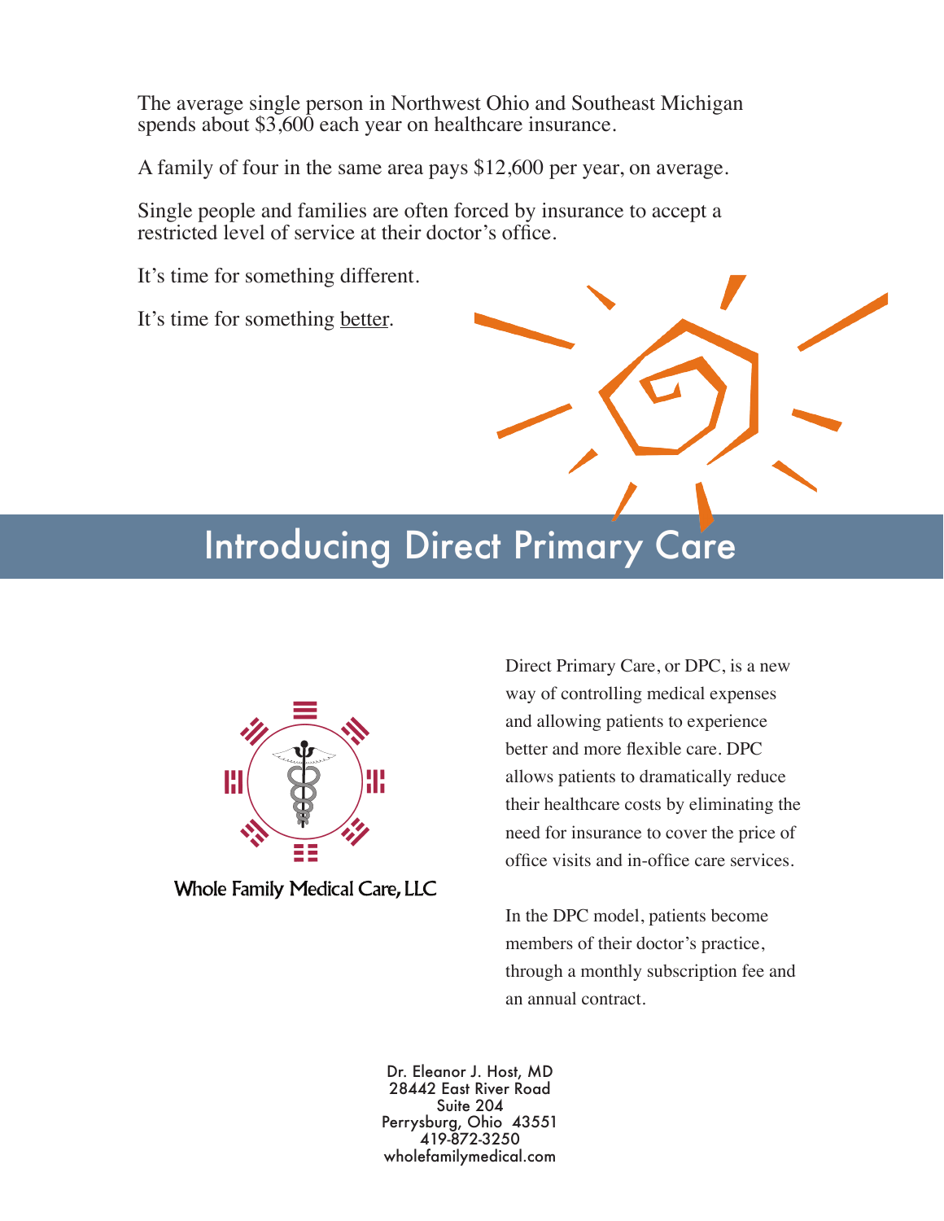The average single person in Northwest Ohio and Southeast Michigan spends about $3,600 each year on healthcare insurance.

A family of four in the same area pays $12,600 per year, on average.

Single people and families are often forced by insurance to accept a restricted level of service at their doctor's office.

It's time for something different.

It's time for something <u>better</u>.

# Introducing Direct Primary Care

Whole Family Medical Care, LLC

Direct Primary Care, or DPC, is a new way of controlling medical expenses and allowing patients to experience better and more flexible care. DPC allows patients to dramatically reduce their healthcare costs by eliminating the need for insurance to cover the price of office visits and in-office care services.

In the DPC model, patients become members of their doctor's practice, through a monthly subscription fee and an annual contract.

Dr. Eleanor J. Host, MD
28442 East River Road
Suite 204
Perrysburg, Ohio 43551
419-872-3250
wholefamilymedical.com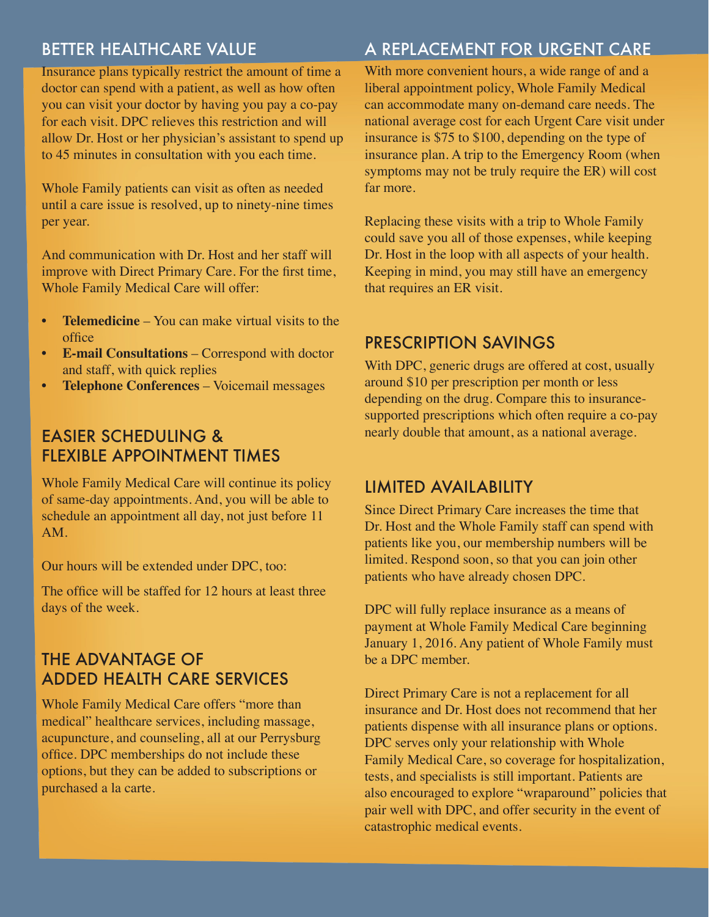## BETTER HEALTHCARE VALUE

Insurance plans typically restrict the amount of time a doctor can spend with a patient, as well as how often you can visit your doctor by having you pay a co-pay for each visit. DPC relieves this restriction and will allow Dr. Host or her physician's assistant to spend up to 45 minutes in consultation with you each time.

Whole Family patients can visit as often as needed until a care issue is resolved, up to ninety-nine times per year.

And communication with Dr. Host and her staff will improve with Direct Primary Care. For the first time, Whole Family Medical Care will offer:

- **Telemedicine** – You can make virtual visits to the office
- **E-mail Consultations** – Correspond with doctor and staff, with quick replies
- **Telephone Conferences** – Voicemail messages

## EASIER SCHEDULING & FLEXIBLE APPOINTMENT TIMES

Whole Family Medical Care will continue its policy of same-day appointments. And, you will be able to schedule an appointment all day, not just before 11 AM.

Our hours will be extended under DPC, too:

The office will be staffed for 12 hours at least three days of the week.

## THE ADVANTAGE OF ADDED HEALTH CARE SERVICES

Whole Family Medical Care offers "more than medical" healthcare services, including massage, acupuncture, and counseling, all at our Perrysburg office. DPC memberships do not include these options, but they can be added to subscriptions or purchased a la carte.

## A REPLACEMENT FOR URGENT CARE

With more convenient hours, a wide range of and a liberal appointment policy, Whole Family Medical can accommodate many on-demand care needs. The national average cost for each Urgent Care visit under insurance is $75 to $100, depending on the type of insurance plan. A trip to the Emergency Room (when symptoms may not be truly require the ER) will cost far more.

Replacing these visits with a trip to Whole Family could save you all of those expenses, while keeping Dr. Host in the loop with all aspects of your health. Keeping in mind, you may still have an emergency that requires an ER visit.

## PRESCRIPTION SAVINGS

With DPC, generic drugs are offered at cost, usually around $10 per prescription per month or less depending on the drug. Compare this to insurance-supported prescriptions which often require a co-pay nearly double that amount, as a national average.

## LIMITED AVAILABILITY

Since Direct Primary Care increases the time that Dr. Host and the Whole Family staff can spend with patients like you, our membership numbers will be limited. Respond soon, so that you can join other patients who have already chosen DPC.

DPC will fully replace insurance as a means of payment at Whole Family Medical Care beginning January 1, 2016. Any patient of Whole Family must be a DPC member.

Direct Primary Care is not a replacement for all insurance and Dr. Host does not recommend that her patients dispense with all insurance plans or options. DPC serves only your relationship with Whole Family Medical Care, so coverage for hospitalization, tests, and specialists is still important. Patients are also encouraged to explore "wraparound" policies that pair well with DPC, and offer security in the event of catastrophic medical events.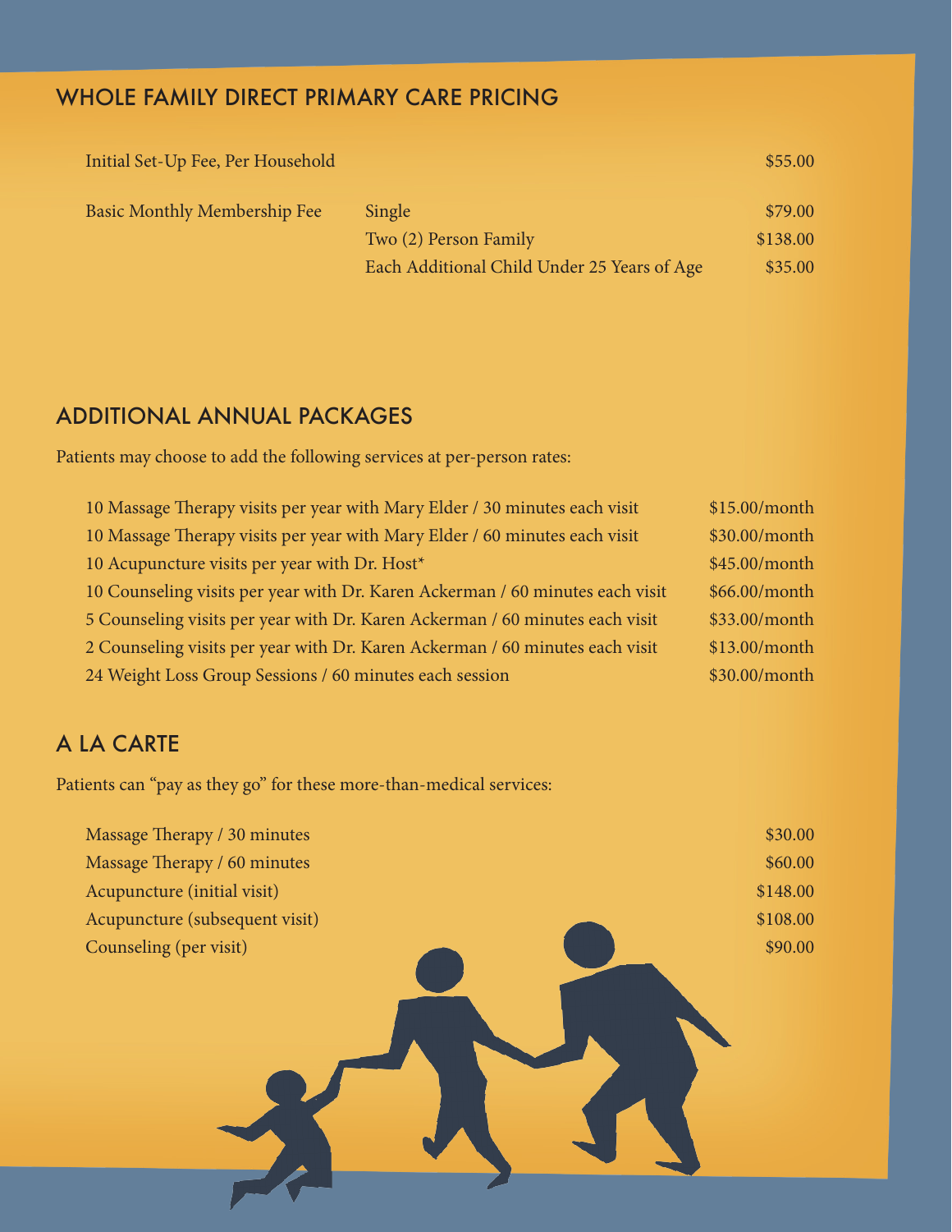## WHOLE FAMILY DIRECT PRIMARY CARE PRICING

| | | |
|---|---|---|
| Initial Set-Up Fee, Per Household | | $55.00 |
| Basic Monthly Membership Fee | Single | $79.00 |
| | Two (2) Person Family | $138.00 |
| | Each Additional Child Under 25 Years of Age | $35.00 |

## ADDITIONAL ANNUAL PACKAGES

Patients may choose to add the following services at per-person rates:

| | |
|---|---|
| 10 Massage Therapy visits per year with Mary Elder / 30 minutes each visit | $15.00/month |
| 10 Massage Therapy visits per year with Mary Elder / 60 minutes each visit | $30.00/month |
| 10 Acupuncture visits per year with Dr. Host* | $45.00/month |
| 10 Counseling visits per year with Dr. Karen Ackerman / 60 minutes each visit | $66.00/month |
| 5 Counseling visits per year with Dr. Karen Ackerman / 60 minutes each visit | $33.00/month |
| 2 Counseling visits per year with Dr. Karen Ackerman / 60 minutes each visit | $13.00/month |
| 24 Weight Loss Group Sessions / 60 minutes each session | $30.00/month |

## A LA CARTE

Patients can "pay as they go" for these more-than-medical services:

| | |
|---|---|
| Massage Therapy / 30 minutes | $30.00 |
| Massage Therapy / 60 minutes | $60.00 |
| Acupuncture (initial visit) | $148.00 |
| Acupuncture (subsequent visit) | $108.00 |
| Counseling (per visit) | $90.00 |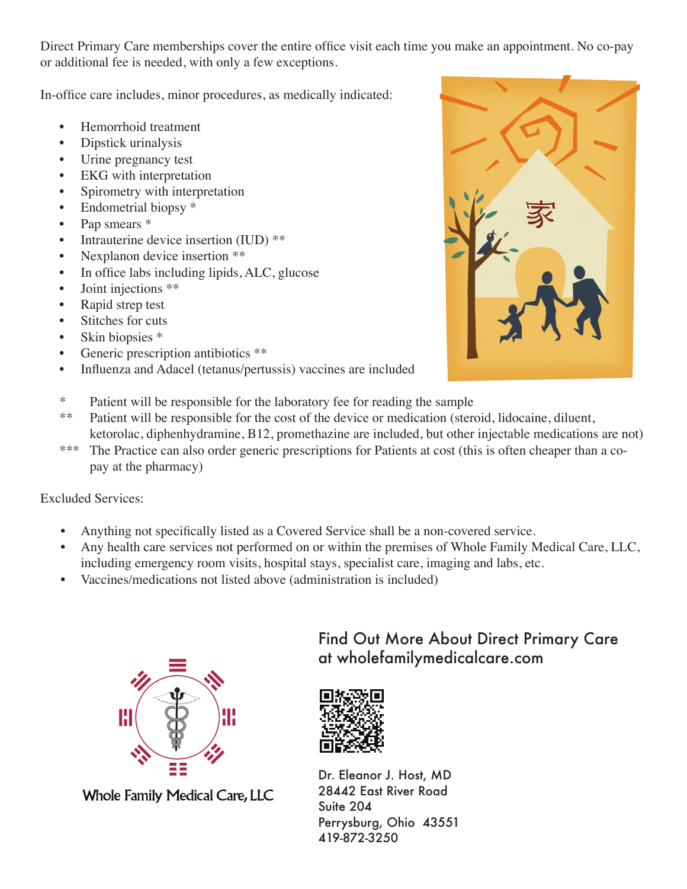Direct Primary Care memberships cover the entire office visit each time you make an appointment. No co-pay or additional fee is needed, with only a few exceptions.

In-office care includes, minor procedures, as medically indicated:

- Hemorrhoid treatment
- Dipstick urinalysis
- Urine pregnancy test
- EKG with interpretation
- Spirometry with interpretation
- Endometrial biopsy *
- Pap smears *
- Intrauterine device insertion (IUD) **
- Nexplanon device insertion **
- In office labs including lipids, ALC, glucose
- Joint injections **
- Rapid strep test
- Stitches for cuts
- Skin biopsies *
- Generic prescription antibiotics **
- Influenza and Adacel (tetanus/pertussis) vaccines are included

家

\* Patient will be responsible for the laboratory fee for reading the sample

\** Patient will be responsible for the cost of the device or medication (steroid, lidocaine, diluent, ketorolac, diphenhydramine, B12, promethazine are included, but other injectable medications are not)

\*** The Practice can also order generic prescriptions for Patients at cost (this is often cheaper than a co-pay at the pharmacy)

Excluded Services:

- Anything not specifically listed as a Covered Service shall be a non-covered service.
- Any health care services not performed on or within the premises of Whole Family Medical Care, LLC, including emergency room visits, hospital stays, specialist care, imaging and labs, etc.
- Vaccines/medications not listed above (administration is included)

Whole Family Medical Care, LLC

## Find Out More About Direct Primary Care at wholefamilymedicalcare.com

Dr. Eleanor J. Host, MD
28442 East River Road
Suite 204
Perrysburg, Ohio 43551
419-872-3250